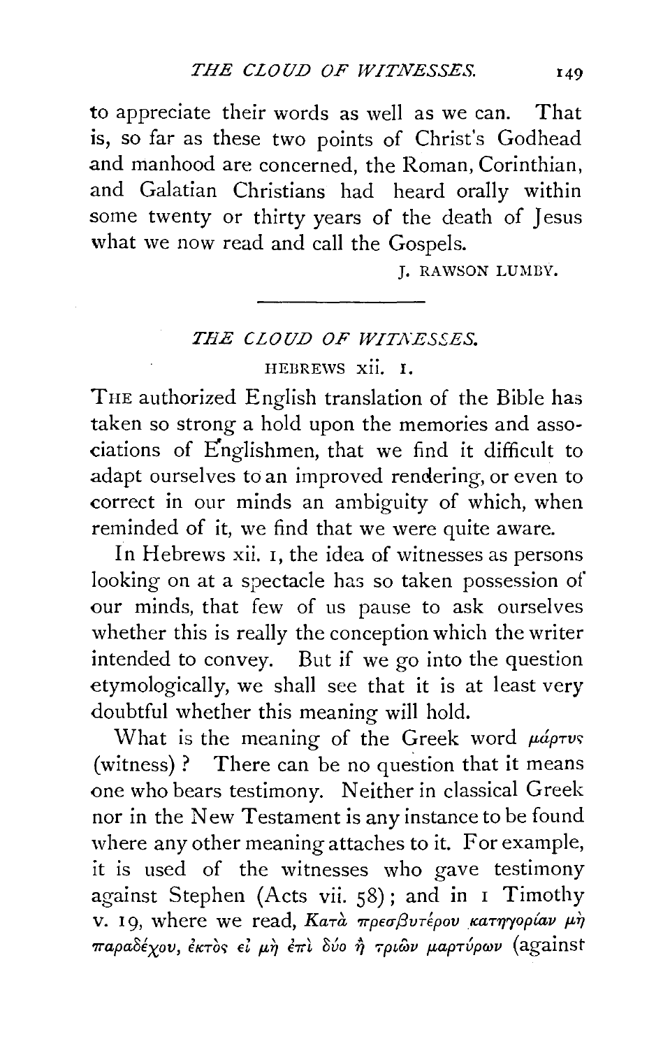to appreciate their words as well as we can. That is, so far as these two points of Christ's Godhead and manhood are concerned, the Roman, Corinthian, and Galatian Christians had heard orally within some twenty or thirty years of the death of Jesus what we now read and call the Gospels.

J. RAWSON LUMBY.

---

## *THE CLOUD OF WITNESSES.*

### HEBREWS xii. 1.

THE authorized English translation of the Bible has taken so strong a hold upon the memories and associations of Englishmen, that we find it difficult to adapt ourselves to an improved rendering, or even to correct in our minds an ambiguity of which, when reminded of it, we find that we were quite aware.

In Hebrews xii. 1, the idea of witnesses as persons looking on at a spectacle has so taken possession of our minds, that few of us pause to ask ourselves whether this is really the conception which the writer intended to convey. But if we go into the question etymologically, we shall see that it is at least very doubtful whether this meaning will hold.

What is the meaning of the Greek word *μάρτυς* (witness)? There can be no question that it means one who bears testimony. Neither in classical Greek nor in the New Testament is any instance to be found where any other meaning attaches to it. For example, it is used of the witnesses who gave testimony against Stephen (Acts vii. 58); and in 1 Timothy v. 19, where we read, *Κατὰ πρεσβυτέρου κατηγορίαν μὴ παραδέχου, ἐκτὸς εἰ μὴ ἐπὶ δύο ἢ τριῶν μαρτύρων* (against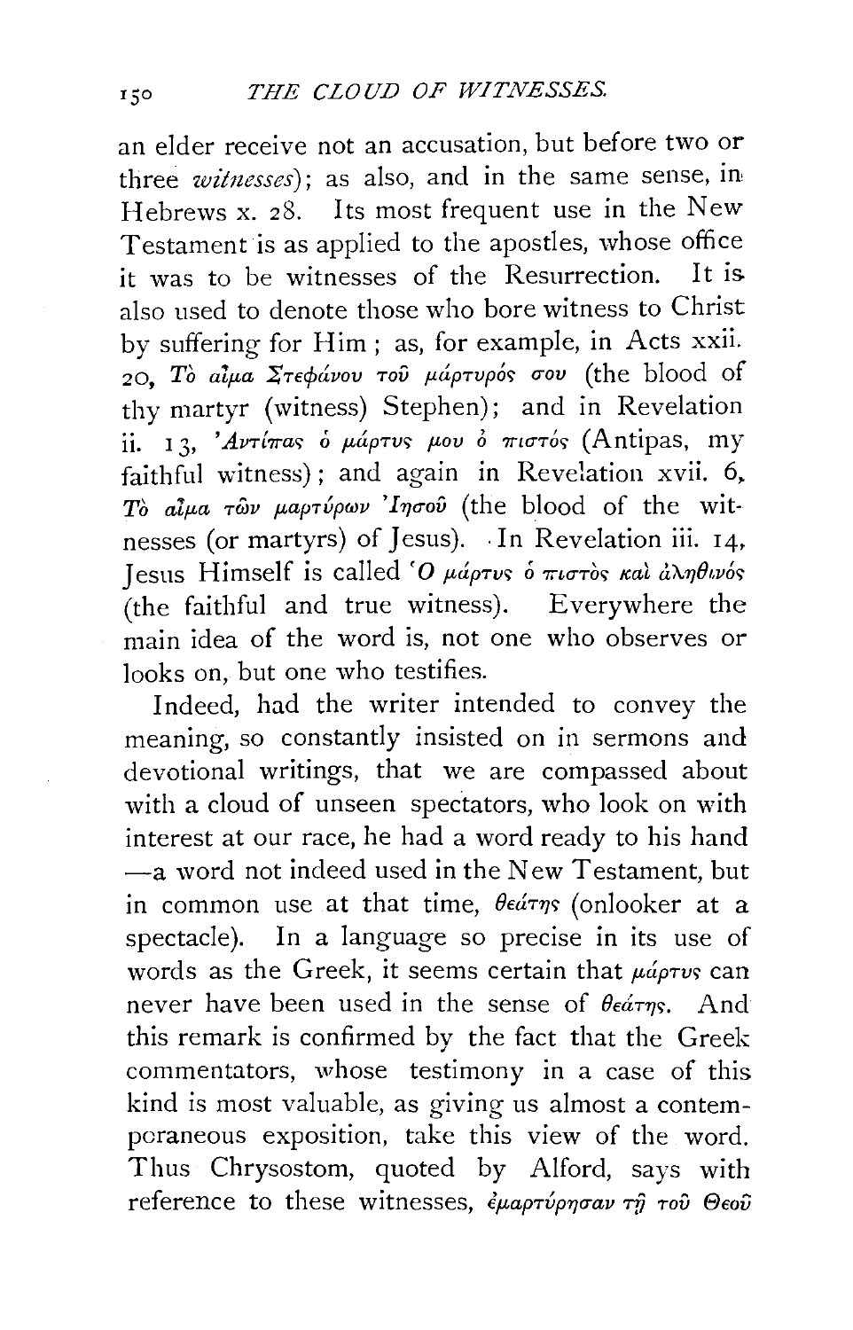an elder receive not an accusation, but before two or three *witnesses*); as also, and in the same sense, in Hebrews x. 28. Its most frequent use in the New Testament is as applied to the apostles, whose office it was to be witnesses of the Resurrection. It is also used to denote those who bore witness to Christ by suffering for Him; as, for example, in Acts xxii. 20, *Τὸ αἷμα Στεφάνου τοῦ μάρτυρός σου* (the blood of thy martyr (witness) Stephen); and in Revelation ii. 13, *Ἀντίπας ὁ μάρτυς μου ὁ πιστός* (Antipas, my faithful witness); and again in Revelation xvii. 6, *Τὸ αἷμα τῶν μαρτύρων Ἰησοῦ* (the blood of the witnesses (or martyrs) of Jesus). In Revelation iii. 14, Jesus Himself is called *Ὁ μάρτυς ὁ πιστὸς καὶ ἀληθινός* (the faithful and true witness). Everywhere the main idea of the word is, not one who observes or looks on, but one who testifies.

Indeed, had the writer intended to convey the meaning, so constantly insisted on in sermons and devotional writings, that we are compassed about with a cloud of unseen spectators, who look on with interest at our race, he had a word ready to his hand —a word not indeed used in the New Testament, but in common use at that time, *θεάτης* (onlooker at a spectacle). In a language so precise in its use of words as the Greek, it seems certain that *μάρτυς* can never have been used in the sense of *θεάτης*. And this remark is confirmed by the fact that the Greek commentators, whose testimony in a case of this kind is most valuable, as giving us almost a contemporaneous exposition, take this view of the word. Thus Chrysostom, quoted by Alford, says with reference to these witnesses, *ἐμαρτύρησαν τῇ τοῦ Θεοῦ*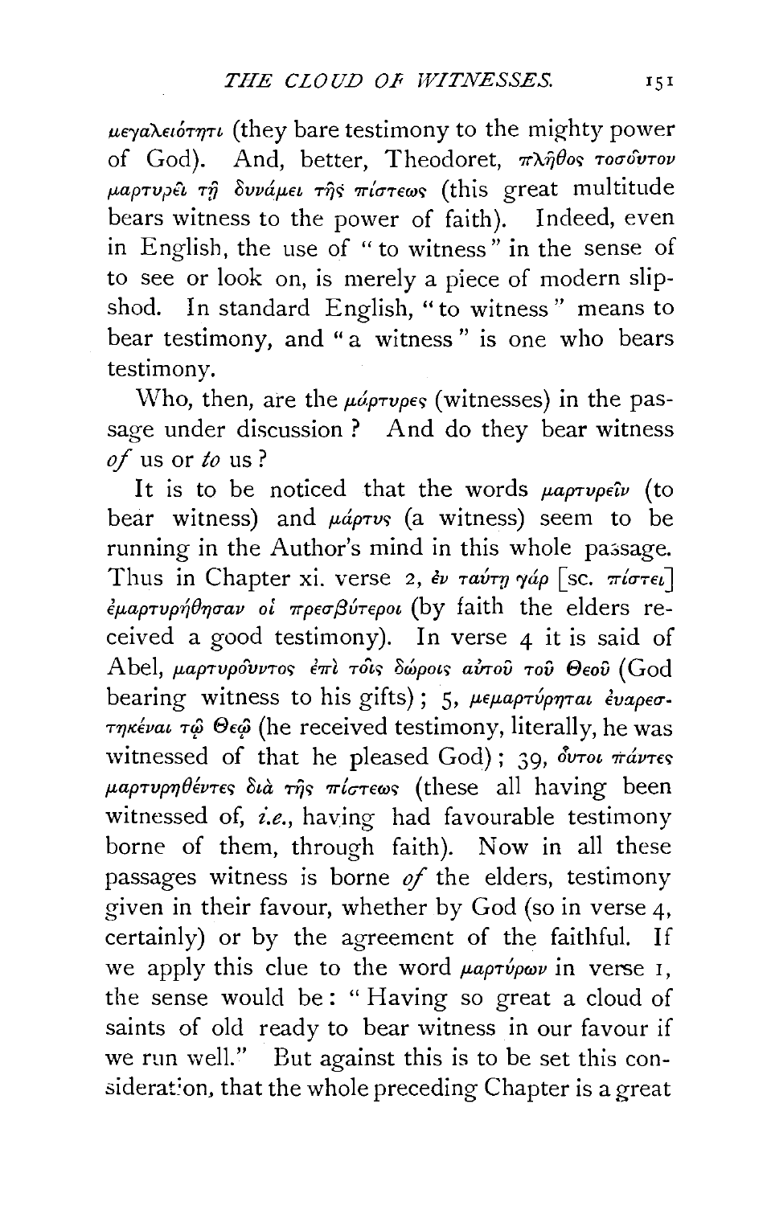μεγαλειότητι (they bare testimony to the mighty power of God). And, better, Theodoret, πλῆθος τοσοῦτον μαρτυρεῖ τῇ δυνάμει τῆς πίστεως (this great multitude bears witness to the power of faith). Indeed, even in English, the use of "to witness" in the sense of to see or look on, is merely a piece of modern slip-shod. In standard English, "to witness" means to bear testimony, and "a witness" is one who bears testimony.

Who, then, are the μάρτυρες (witnesses) in the passage under discussion? And do they bear witness *of* us or *to* us?

It is to be noticed that the words μαρτυρεῖν (to bear witness) and μάρτυς (a witness) seem to be running in the Author's mind in this whole passage. Thus in Chapter xi. verse 2, ἐν ταύτῃ γάρ [sc. πίστει] ἐμαρτυρήθησαν οἱ πρεσβύτεροι (by faith the elders received a good testimony). In verse 4 it is said of Abel, μαρτυροῦντος ἐπὶ τοῖς δώροις αὐτοῦ τοῦ Θεοῦ (God bearing witness to his gifts); 5, μεμαρτύρηται εὐαρεστηκέναι τῷ Θεῷ (he received testimony, literally, he was witnessed of that he pleased God); 39, οὗτοι πάντες μαρτυρηθέντες διὰ τῆς πίστεως (these all having been witnessed of, *i.e.*, having had favourable testimony borne of them, through faith). Now in all these passages witness is borne *of* the elders, testimony given in their favour, whether by God (so in verse 4, certainly) or by the agreement of the faithful. If we apply this clue to the word μαρτύρων in verse 1, the sense would be: "Having so great a cloud of saints of old ready to bear witness in our favour if we run well." But against this is to be set this consideration, that the whole preceding Chapter is a great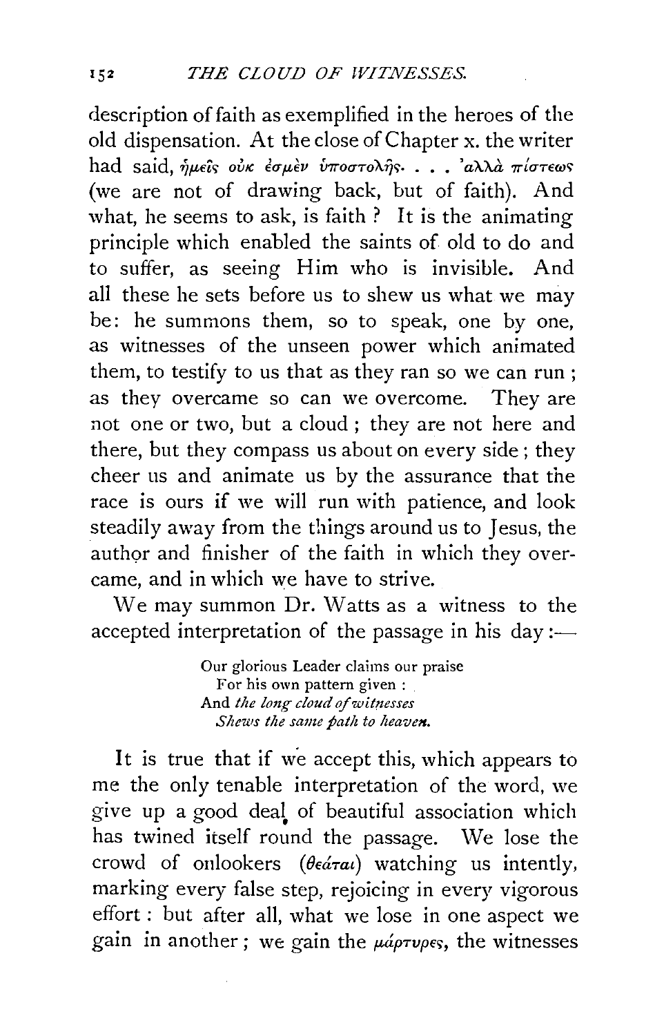description of faith as exemplified in the heroes of the old dispensation. At the close of Chapter x. the writer had said, ἡμεῖς οὐκ ἐσμὲν ὑποστολῆς. . . . 'αλλὰ πίστεως (we are not of drawing back, but of faith). And what, he seems to ask, is faith? It is the animating principle which enabled the saints of old to do and to suffer, as seeing Him who is invisible. And all these he sets before us to shew us what we may be: he summons them, so to speak, one by one, as witnesses of the unseen power which animated them, to testify to us that as they ran so we can run; as they overcame so can we overcome. They are not one or two, but a cloud; they are not here and there, but they compass us about on every side; they cheer us and animate us by the assurance that the race is ours if we will run with patience, and look steadily away from the things around us to Jesus, the author and finisher of the faith in which they overcame, and in which we have to strive.

We may summon Dr. Watts as a witness to the accepted interpretation of the passage in his day:—

> Our glorious Leader claims our praise
> For his own pattern given:
> And *the long cloud of witnesses*
> *Shews the same path to heaven.*

It is true that if we accept this, which appears to me the only tenable interpretation of the word, we give up a good deal of beautiful association which has twined itself round the passage. We lose the crowd of onlookers (θεάται) watching us intently, marking every false step, rejoicing in every vigorous effort: but after all, what we lose in one aspect we gain in another; we gain the μάρτυρες, the witnesses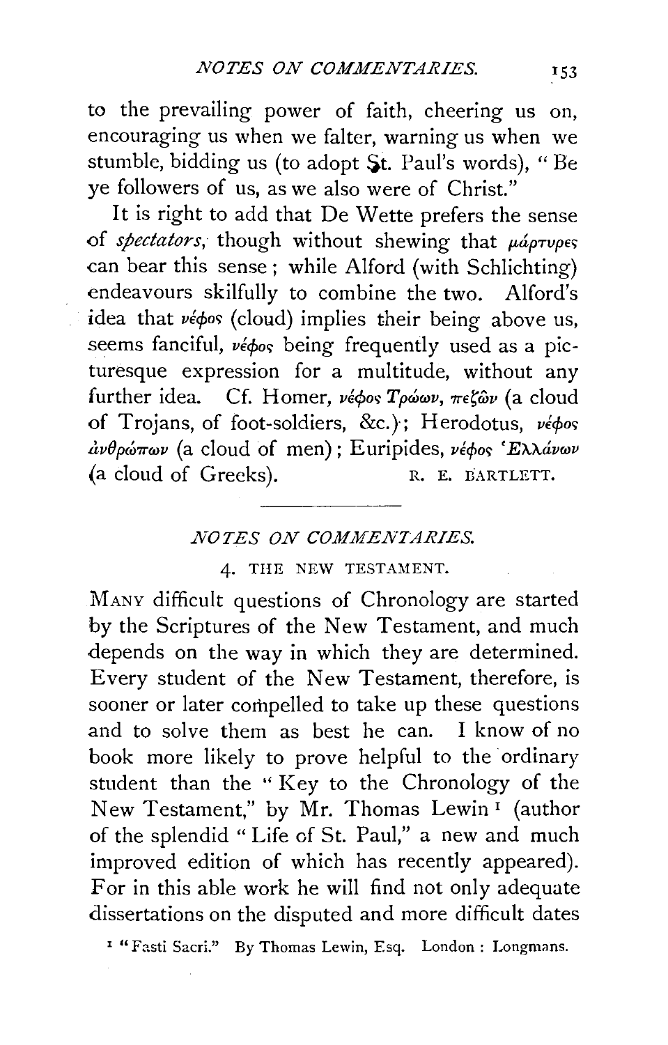to the prevailing power of faith, cheering us on, encouraging us when we falter, warning us when we stumble, bidding us (to adopt St. Paul's words), "Be ye followers of us, as we also were of Christ."

It is right to add that De Wette prefers the sense of *spectators*, though without shewing that μάρτυρες can bear this sense; while Alford (with Schlichting) endeavours skilfully to combine the two. Alford's idea that νέφος (cloud) implies their being above us, seems fanciful, νέφος being frequently used as a picturesque expression for a multitude, without any further idea. Cf. Homer, νέφος Τρώων, πεζῶν (a cloud of Trojans, of foot-soldiers, &c.); Herodotus, νέφος ἀνθρώπων (a cloud of men); Euripides, νέφος Ἑλλάνων (a cloud of Greeks).

R. E. BARTLETT.

---

## *NOTES ON COMMENTARIES.*

### 4. THE NEW TESTAMENT.

MANY difficult questions of Chronology are started by the Scriptures of the New Testament, and much depends on the way in which they are determined. Every student of the New Testament, therefore, is sooner or later compelled to take up these questions and to solve them as best he can. I know of no book more likely to prove helpful to the ordinary student than the "Key to the Chronology of the New Testament," by Mr. Thomas Lewin[1] (author of the splendid "Life of St. Paul," a new and much improved edition of which has recently appeared). For in this able work he will find not only adequate dissertations on the disputed and more difficult dates

[1] "Fasti Sacri." By Thomas Lewin, Esq. London: Longmans.